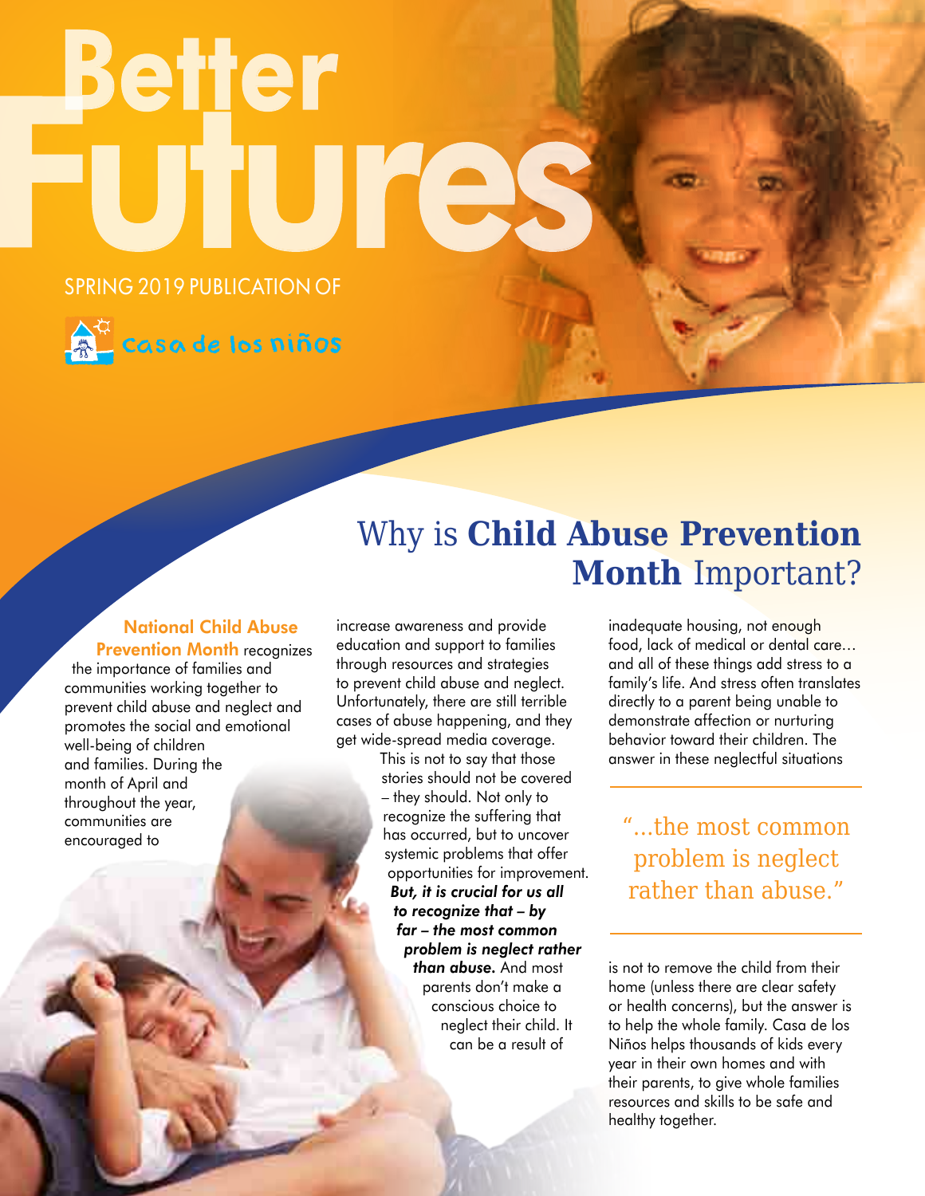# Better Futures

SPRING 2019 PUBLICATION OF

casa de los niños

## Why is **Child Abuse Prevention Month** Important?

**National Child Abuse Prevention Month** recognizes the importance of families and communities working together to prevent child abuse and neglect and promotes the social and emotional well-being of children and families. During the month of April and throughout the year, communities are encouraged to increase awareness and provide education and support to families through resources and strategies to prevent child abuse and neglect. Unfortunately, there are still terrible cases of abuse happening, and they get wide-spread media coverage.

This is not to say that those stories should not be covered – they should. Not only to recognize the suffering that has occurred, but to uncover systemic problems that offer opportunities for improvement. ***But, it is crucial for us all to recognize that – by far – the most common problem is neglect rather than abuse.*** And most parents don't make a conscious choice to neglect their child. It can be a result of inadequate housing, not enough food, lack of medical or dental care… and all of these things add stress to a family's life. And stress often translates directly to a parent being unable to demonstrate affection or nurturing behavior toward their children. The answer in these neglectful situations is not to remove the child from their home (unless there are clear safety or health concerns), but the answer is to help the whole family. Casa de los Niños helps thousands of kids every year in their own homes and with their parents, to give whole families resources and skills to be safe and healthy together.

> "…the most common problem is neglect rather than abuse."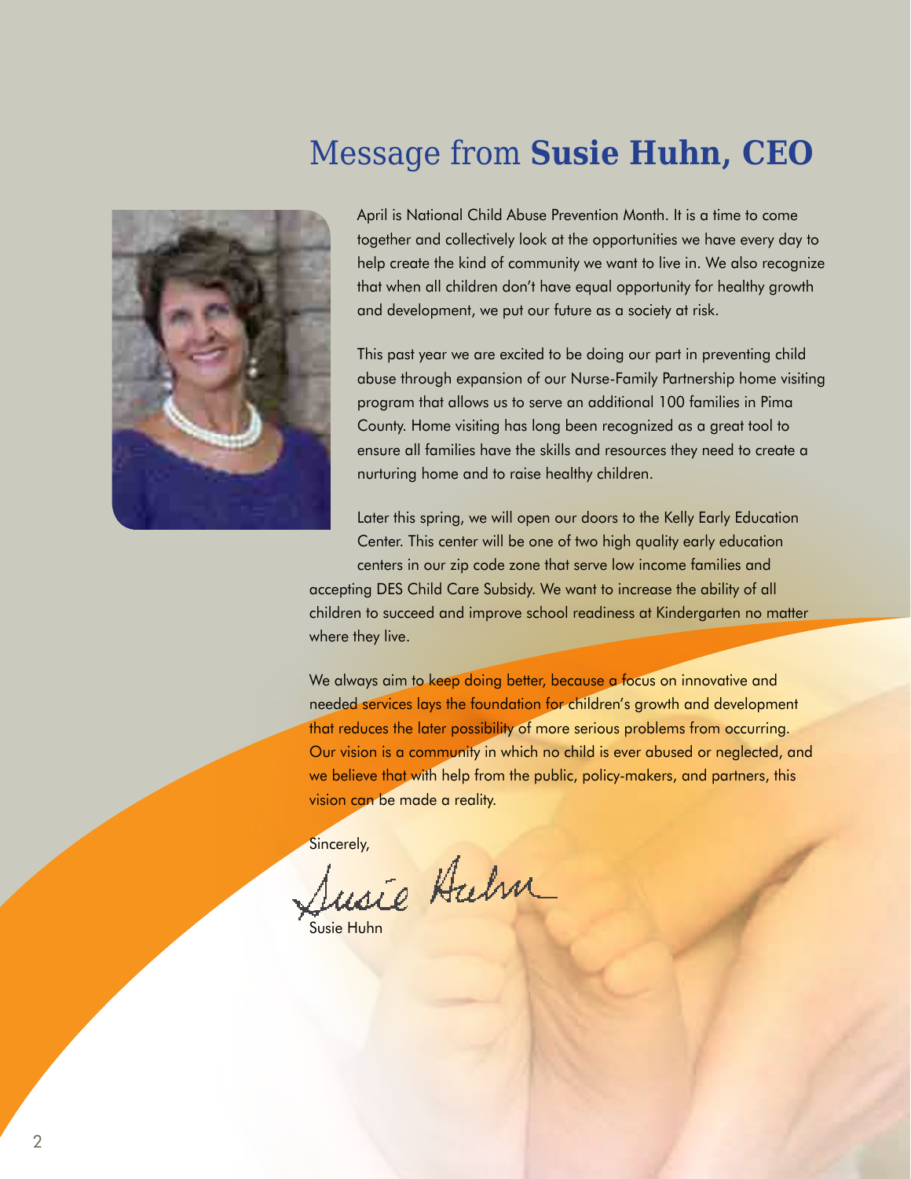# Message from **Susie Huhn, CEO**

April is National Child Abuse Prevention Month. It is a time to come together and collectively look at the opportunities we have every day to help create the kind of community we want to live in. We also recognize that when all children don't have equal opportunity for healthy growth and development, we put our future as a society at risk.

This past year we are excited to be doing our part in preventing child abuse through expansion of our Nurse-Family Partnership home visiting program that allows us to serve an additional 100 families in Pima County. Home visiting has long been recognized as a great tool to ensure all families have the skills and resources they need to create a nurturing home and to raise healthy children.

Later this spring, we will open our doors to the Kelly Early Education Center. This center will be one of two high quality early education centers in our zip code zone that serve low income families and accepting DES Child Care Subsidy. We want to increase the ability of all children to succeed and improve school readiness at Kindergarten no matter where they live.

We always aim to keep doing better, because a focus on innovative and needed services lays the foundation for children's growth and development that reduces the later possibility of more serious problems from occurring. Our vision is a community in which no child is ever abused or neglected, and we believe that with help from the public, policy-makers, and partners, this vision can be made a reality.

Sincerely,

Susie Huhn

Susie Huhn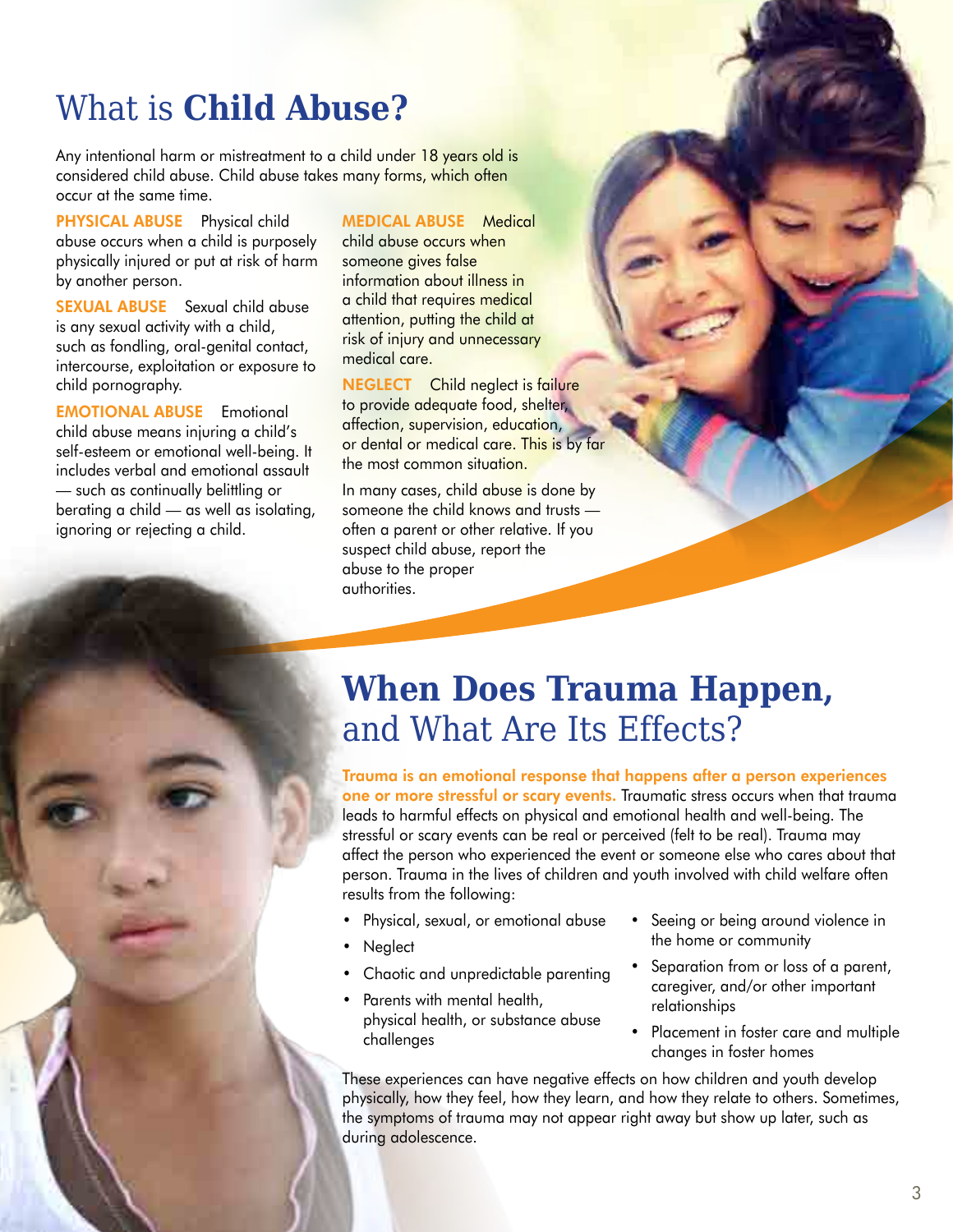# What is **Child Abuse?**

Any intentional harm or mistreatment to a child under 18 years old is considered child abuse. Child abuse takes many forms, which often occur at the same time.

**PHYSICAL ABUSE** Physical child abuse occurs when a child is purposely physically injured or put at risk of harm by another person.

**SEXUAL ABUSE** Sexual child abuse is any sexual activity with a child, such as fondling, oral-genital contact, intercourse, exploitation or exposure to child pornography.

**EMOTIONAL ABUSE** Emotional child abuse means injuring a child's self-esteem or emotional well-being. It includes verbal and emotional assault — such as continually belittling or berating a child — as well as isolating, ignoring or rejecting a child.

**MEDICAL ABUSE** Medical child abuse occurs when someone gives false information about illness in a child that requires medical attention, putting the child at risk of injury and unnecessary medical care.

**NEGLECT** Child neglect is failure to provide adequate food, shelter, affection, supervision, education, or dental or medical care. This is by far the most common situation.

In many cases, child abuse is done by someone the child knows and trusts — often a parent or other relative. If you suspect child abuse, report the abuse to the proper authorities.

# **When Does Trauma Happen,** and What Are Its Effects?

**Trauma is an emotional response that happens after a person experiences one or more stressful or scary events.** Traumatic stress occurs when that trauma leads to harmful effects on physical and emotional health and well-being. The stressful or scary events can be real or perceived (felt to be real). Trauma may affect the person who experienced the event or someone else who cares about that person. Trauma in the lives of children and youth involved with child welfare often results from the following:

- Physical, sexual, or emotional abuse
- Neglect
- Chaotic and unpredictable parenting
- Parents with mental health, physical health, or substance abuse challenges
- Seeing or being around violence in the home or community
- Separation from or loss of a parent, caregiver, and/or other important relationships
- Placement in foster care and multiple changes in foster homes

These experiences can have negative effects on how children and youth develop physically, how they feel, how they learn, and how they relate to others. Sometimes, the symptoms of trauma may not appear right away but show up later, such as during adolescence.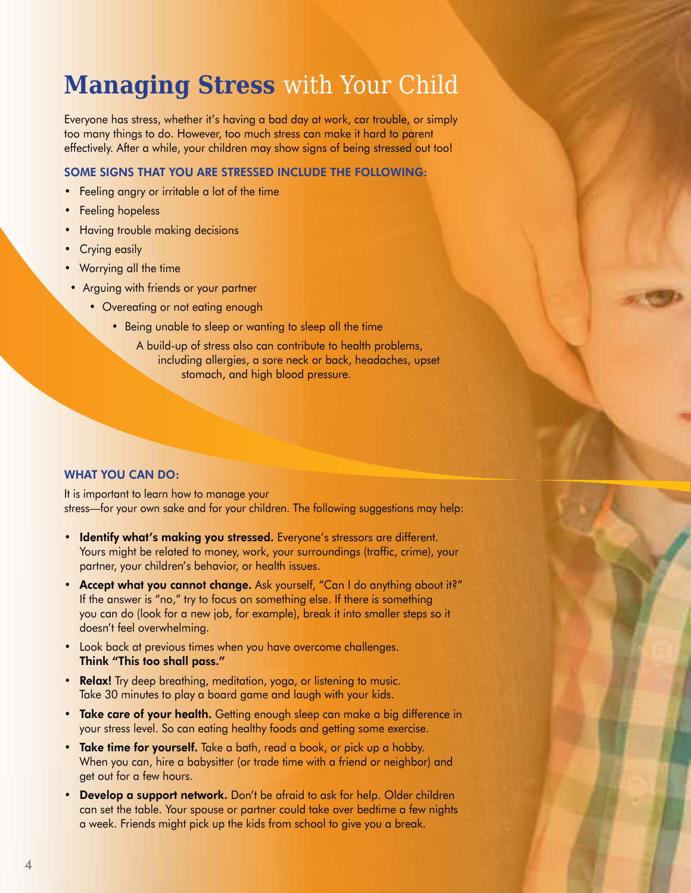# **Managing Stress** with Your Child

Everyone has stress, whether it's having a bad day at work, car trouble, or simply too many things to do. However, too much stress can make it hard to parent effectively. After a while, your children may show signs of being stressed out too!

## SOME SIGNS THAT YOU ARE STRESSED INCLUDE THE FOLLOWING:

- Feeling angry or irritable a lot of the time
- Feeling hopeless
- Having trouble making decisions
- Crying easily
- Worrying all the time
- Arguing with friends or your partner
- Overeating or not eating enough
- Being unable to sleep or wanting to sleep all the time

A build-up of stress also can contribute to health problems, including allergies, a sore neck or back, headaches, upset stomach, and high blood pressure.

## WHAT YOU CAN DO:

It is important to learn how to manage your stress—for your own sake and for your children. The following suggestions may help:

- **Identify what's making you stressed.** Everyone's stressors are different. Yours might be related to money, work, your surroundings (traffic, crime), your partner, your children's behavior, or health issues.
- **Accept what you cannot change.** Ask yourself, "Can I do anything about it?" If the answer is "no," try to focus on something else. If there is something you can do (look for a new job, for example), break it into smaller steps so it doesn't feel overwhelming.
- Look back at previous times when you have overcome challenges. **Think "This too shall pass."**
- **Relax!** Try deep breathing, meditation, yoga, or listening to music. Take 30 minutes to play a board game and laugh with your kids.
- **Take care of your health.** Getting enough sleep can make a big difference in your stress level. So can eating healthy foods and getting some exercise.
- **Take time for yourself.** Take a bath, read a book, or pick up a hobby. When you can, hire a babysitter (or trade time with a friend or neighbor) and get out for a few hours.
- **Develop a support network.** Don't be afraid to ask for help. Older children can set the table. Your spouse or partner could take over bedtime a few nights a week. Friends might pick up the kids from school to give you a break.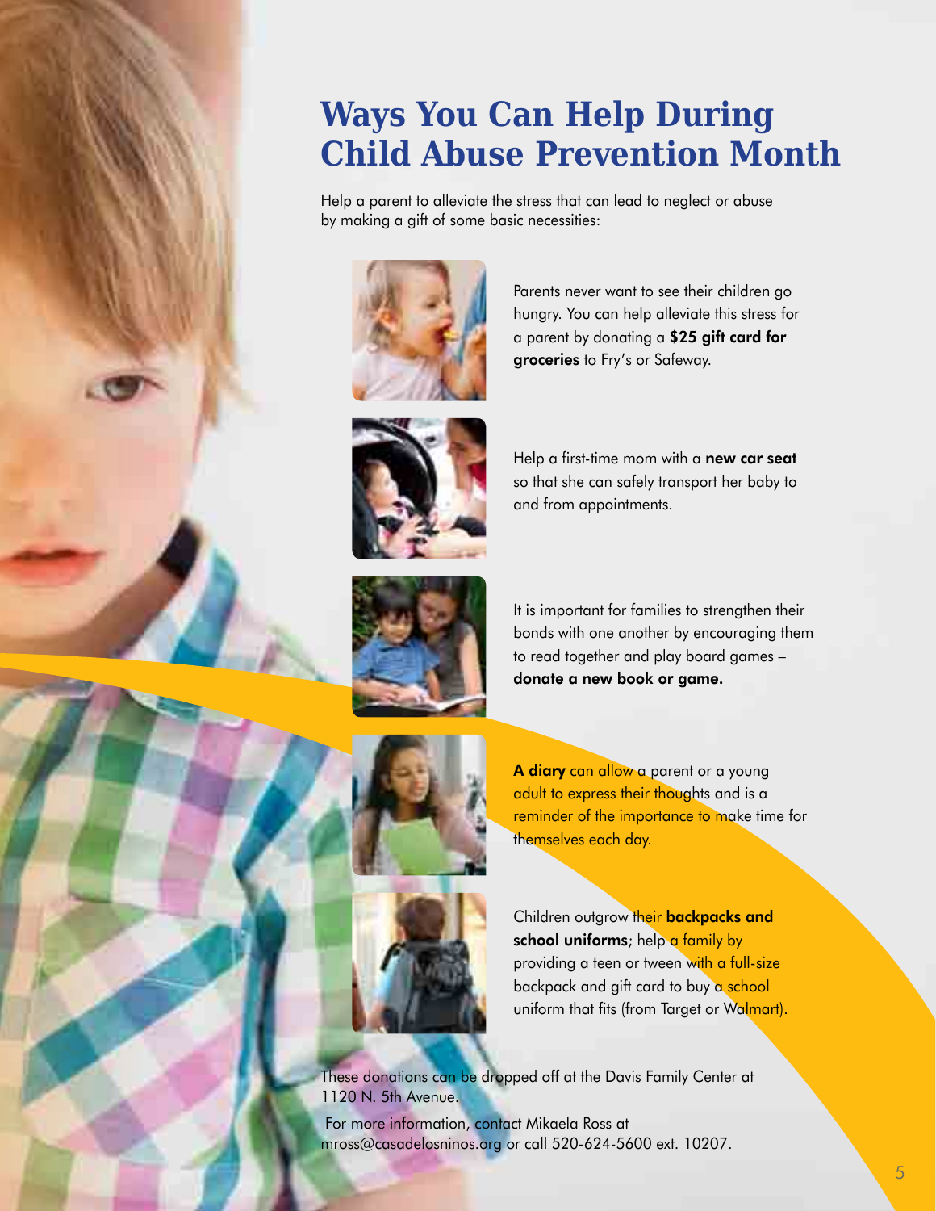# Ways You Can Help During Child Abuse Prevention Month

Help a parent to alleviate the stress that can lead to neglect or abuse by making a gift of some basic necessities:

Parents never want to see their children go hungry. You can help alleviate this stress for a parent by donating a **$25 gift card for groceries** to Fry's or Safeway.

Help a first-time mom with a **new car seat** so that she can safely transport her baby to and from appointments.

It is important for families to strengthen their bonds with one another by encouraging them to read together and play board games – **donate a new book or game.**

**A diary** can allow a parent or a young adult to express their thoughts and is a reminder of the importance to make time for themselves each day.

Children outgrow their **backpacks and school uniforms**; help a family by providing a teen or tween with a full-size backpack and gift card to buy a school uniform that fits (from Target or Walmart).

These donations can be dropped off at the Davis Family Center at 1120 N. 5th Avenue.

For more information, contact Mikaela Ross at mross@casadelosninos.org or call 520-624-5600 ext. 10207.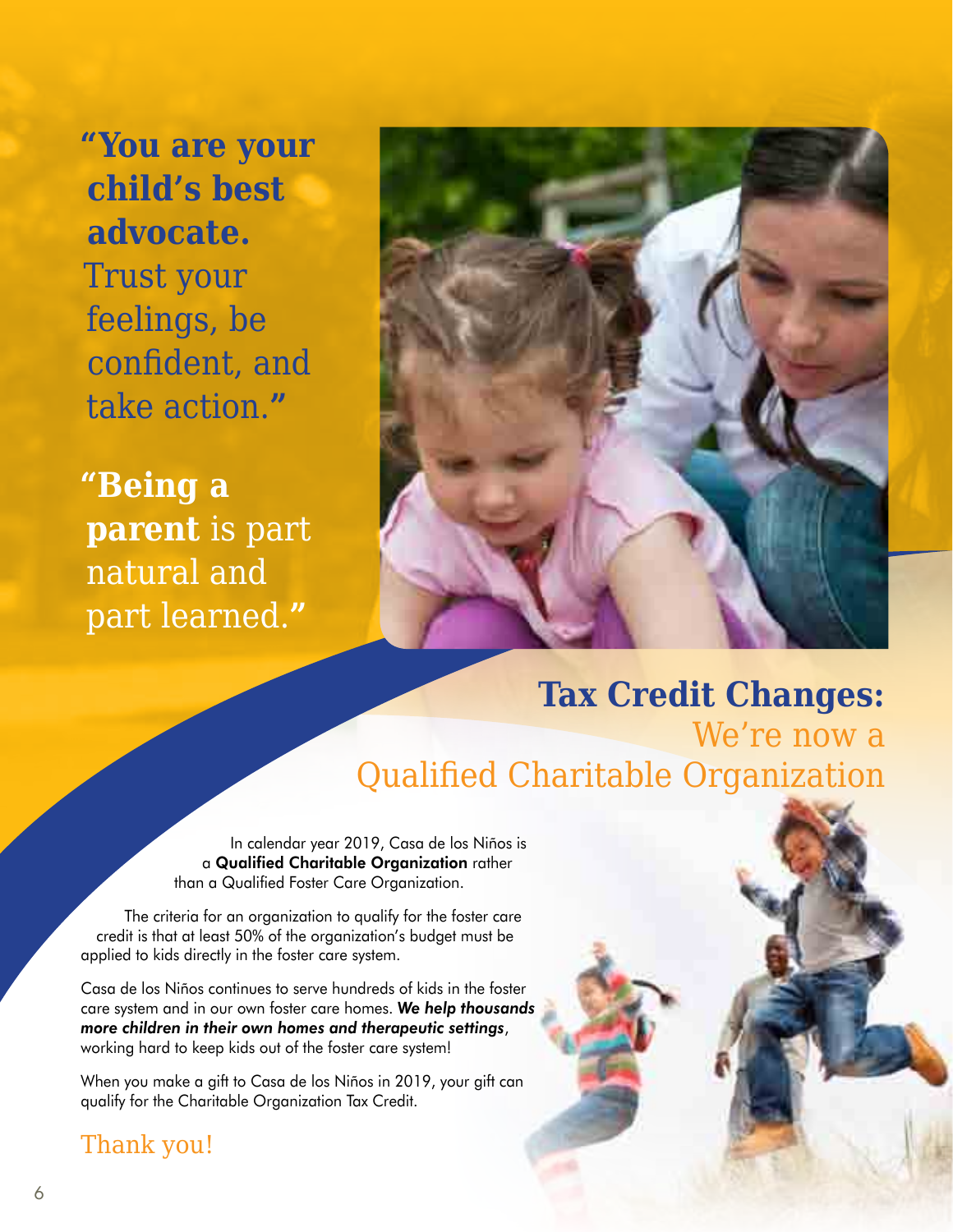**"You are your child's best advocate.** Trust your feelings, be confident, and take action."

"**Being a parent** is part natural and part learned."

## Tax Credit Changes: We're now a Qualified Charitable Organization

In calendar year 2019, Casa de los Niños is a **Qualified Charitable Organization** rather than a Qualified Foster Care Organization.

The criteria for an organization to qualify for the foster care credit is that at least 50% of the organization's budget must be applied to kids directly in the foster care system.

Casa de los Niños continues to serve hundreds of kids in the foster care system and in our own foster care homes. ***We help thousands more children in their own homes and therapeutic settings***, working hard to keep kids out of the foster care system!

When you make a gift to Casa de los Niños in 2019, your gift can qualify for the Charitable Organization Tax Credit.

Thank you!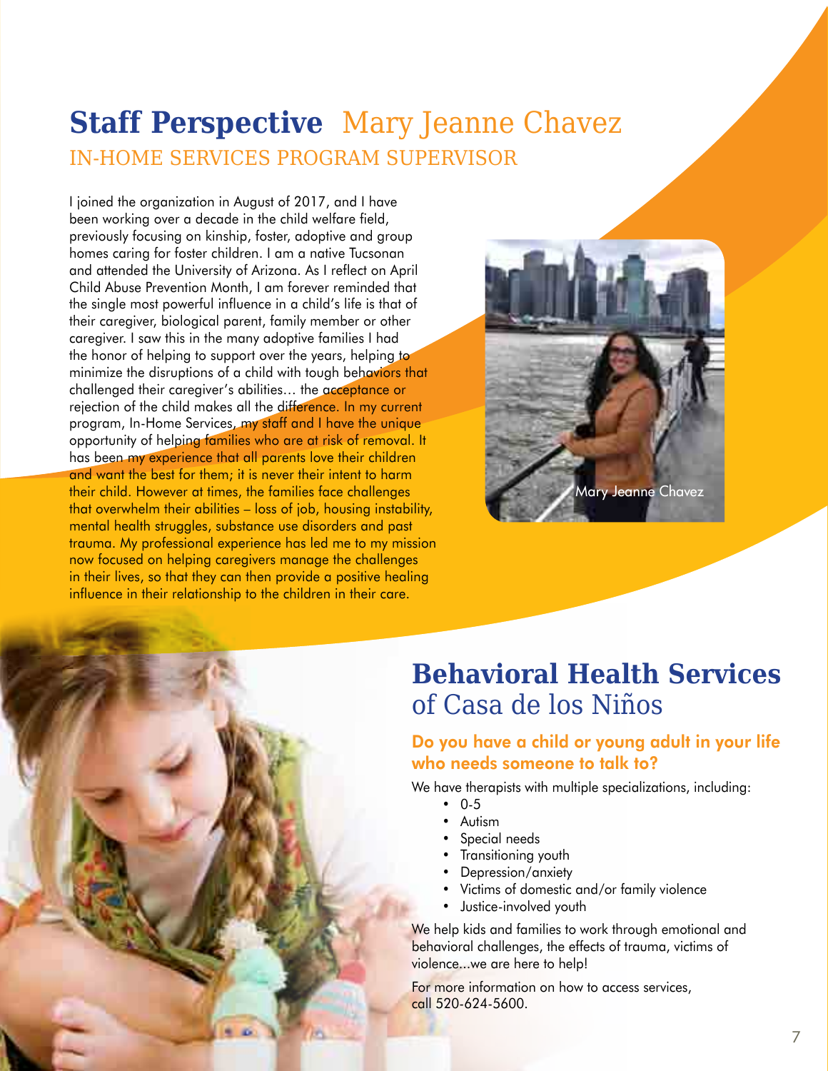## Staff Perspective Mary Jeanne Chavez

IN-HOME SERVICES PROGRAM SUPERVISOR

I joined the organization in August of 2017, and I have been working over a decade in the child welfare field, previously focusing on kinship, foster, adoptive and group homes caring for foster children. I am a native Tucsonan and attended the University of Arizona. As I reflect on April Child Abuse Prevention Month, I am forever reminded that the single most powerful influence in a child's life is that of their caregiver, biological parent, family member or other caregiver. I saw this in the many adoptive families I had the honor of helping to support over the years, helping to minimize the disruptions of a child with tough behaviors that challenged their caregiver's abilities… the acceptance or rejection of the child makes all the difference. In my current program, In-Home Services, my staff and I have the unique opportunity of helping families who are at risk of removal. It has been my experience that all parents love their children and want the best for them; it is never their intent to harm their child. However at times, the families face challenges that overwhelm their abilities – loss of job, housing instability, mental health struggles, substance use disorders and past trauma. My professional experience has led me to my mission now focused on helping caregivers manage the challenges in their lives, so that they can then provide a positive healing influence in their relationship to the children in their care.

Mary Jeanne Chavez

## Behavioral Health Services of Casa de los Niños

### Do you have a child or young adult in your life who needs someone to talk to?

We have therapists with multiple specializations, including:

- 0-5
- Autism
- Special needs
- Transitioning youth
- Depression/anxiety
- Victims of domestic and/or family violence
- Justice-involved youth

We help kids and families to work through emotional and behavioral challenges, the effects of trauma, victims of violence...we are here to help!

For more information on how to access services, call 520-624-5600.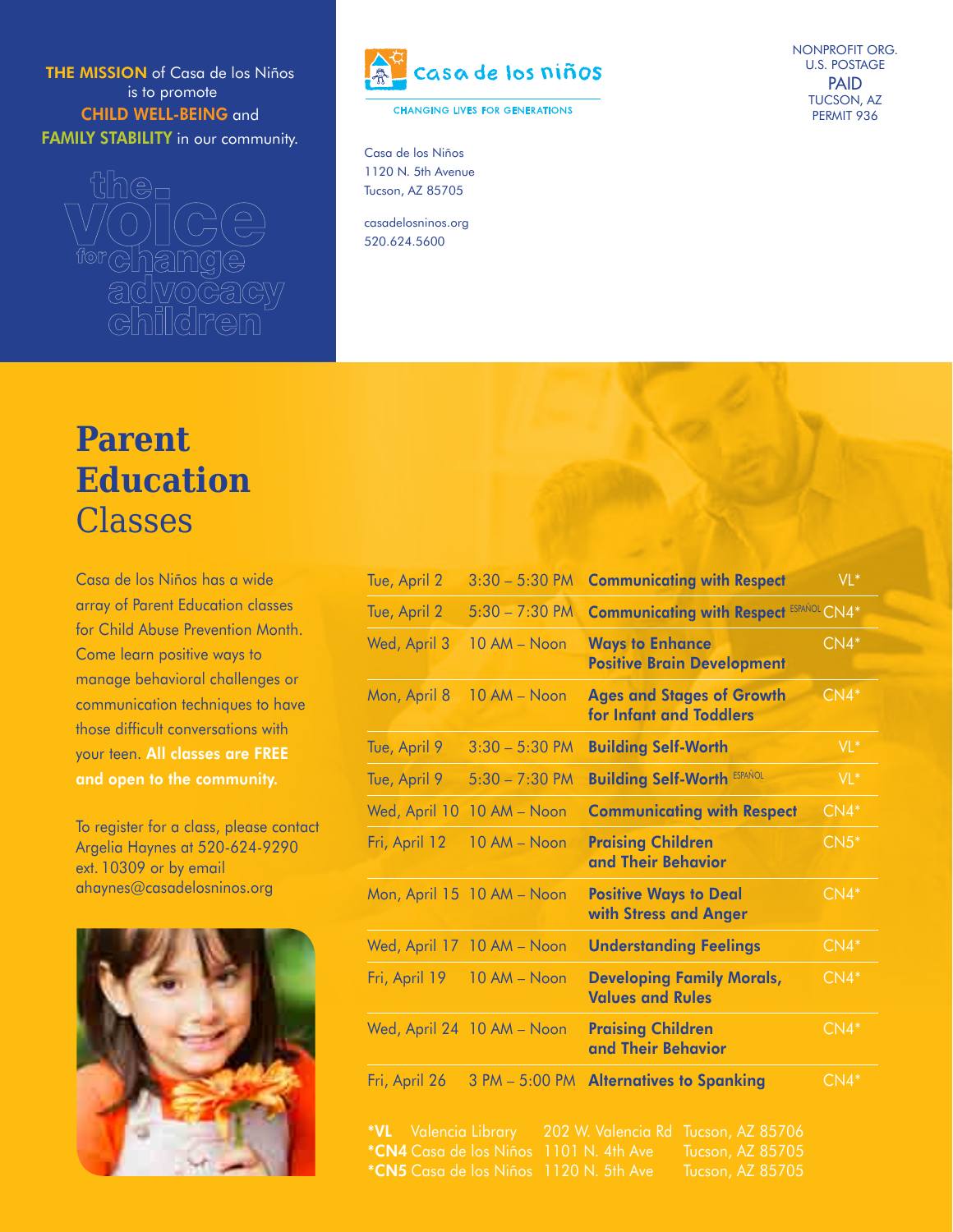**THE MISSION** of Casa de los Niños is to promote **CHILD WELL-BEING** and **FAMILY STABILITY** in our community.

the voice for change advocacy children

casa de los niños

CHANGING LIVES FOR GENERATIONS

Casa de los Niños
1120 N. 5th Avenue
Tucson, AZ 85705

casadelosninos.org
520.624.5600

NONPROFIT ORG.
U.S. POSTAGE
PAID
TUCSON, AZ
PERMIT 936

# Parent Education Classes

Casa de los Niños has a wide array of Parent Education classes for Child Abuse Prevention Month. Come learn positive ways to manage behavioral challenges or communication techniques to have those difficult conversations with your teen. **All classes are FREE and open to the community.**

To register for a class, please contact Argelia Haynes at 520-624-9290 ext. 10309 or by email ahaynes@casadelosninos.org

| | | | |
|---|---|---|---|
| Tue, April 2 | 3:30 – 5:30 PM | **Communicating with Respect** | VL* |
| Tue, April 2 | 5:30 – 7:30 PM | **Communicating with Respect** ESPAÑOL | CN4* |
| Wed, April 3 | 10 AM – Noon | **Ways to Enhance Positive Brain Development** | CN4* |
| Mon, April 8 | 10 AM – Noon | **Ages and Stages of Growth for Infant and Toddlers** | CN4* |
| Tue, April 9 | 3:30 – 5:30 PM | **Building Self-Worth** | VL* |
| Tue, April 9 | 5:30 – 7:30 PM | **Building Self-Worth** ESPAÑOL | VL* |
| Wed, April 10 | 10 AM – Noon | **Communicating with Respect** | CN4* |
| Fri, April 12 | 10 AM – Noon | **Praising Children and Their Behavior** | CN5* |
| Mon, April 15 | 10 AM – Noon | **Positive Ways to Deal with Stress and Anger** | CN4* |
| Wed, April 17 | 10 AM – Noon | **Understanding Feelings** | CN4* |
| Fri, April 19 | 10 AM – Noon | **Developing Family Morals, Values and Rules** | CN4* |
| Wed, April 24 | 10 AM – Noon | **Praising Children and Their Behavior** | CN4* |
| Fri, April 26 | 3 PM – 5:00 PM | **Alternatives to Spanking** | CN4* |

**\*VL** Valencia Library 202 W. Valencia Rd Tucson, AZ 85706
**\*CN4** Casa de los Niños 1101 N. 4th Ave Tucson, AZ 85705
**\*CN5** Casa de los Niños 1120 N. 5th Ave Tucson, AZ 85705